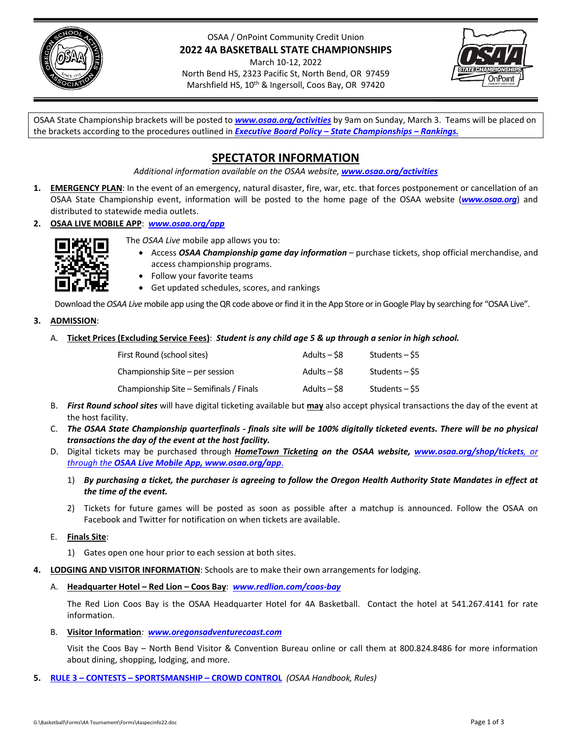OSAA / OnPoint Community Credit Union

# 2022 4A BASKETBALL STATE CHAMPIONSHIPS

March 10-12, 2022
North Bend HS, 2323 Pacific St, North Bend, OR 97459
Marshfield HS, 10th & Ingersoll, Coos Bay, OR 97420

OSAA State Championship brackets will be posted to ***www.osaa.org/activities*** by 9am on Sunday, March 3. Teams will be placed on the brackets according to the procedures outlined in ***Executive Board Policy – State Championships – Rankings.***

## SPECTATOR INFORMATION

*Additional information available on the OSAA website,* ***www.osaa.org/activities***

1. **EMERGENCY PLAN**: In the event of an emergency, natural disaster, fire, war, etc. that forces postponement or cancellation of an OSAA State Championship event, information will be posted to the home page of the OSAA website (***www.osaa.org***) and distributed to statewide media outlets.

2. **OSAA LIVE MOBILE APP**: ***www.osaa.org/app***

   The *OSAA Live* mobile app allows you to:
   - Access ***OSAA Championship game day information*** – purchase tickets, shop official merchandise, and access championship programs.
   - Follow your favorite teams
   - Get updated schedules, scores, and rankings

   Download the *OSAA Live* mobile app using the QR code above or find it in the App Store or in Google Play by searching for "OSAA Live".

3. **ADMISSION**:

   A. **Ticket Prices (Excluding Service Fees)**: ***Student is any child age 5 & up through a senior in high school.***

   | | | |
   |---|---|---|
   | First Round (school sites) | Adults – $8 | Students – $5 |
   | Championship Site – per session | Adults – $8 | Students – $5 |
   | Championship Site – Semifinals / Finals | Adults – $8 | Students – $5 |

   B. ***First Round school sites*** will have digital ticketing available but **may** also accept physical transactions the day of the event at the host facility.

   C. ***The OSAA State Championship quarterfinals - finals site will be 100% digitally ticketed events. There will be no physical transactions the day of the event at the host facility.***

   D. Digital tickets may be purchased through ***HomeTown Ticketing*** ***on the OSAA website,*** ***www.osaa.org/shop/tickets****, or through the* ***OSAA Live Mobile App, www.osaa.org/app****.*

      1) ***By purchasing a ticket, the purchaser is agreeing to follow the Oregon Health Authority State Mandates in effect at the time of the event.***

      2) Tickets for future games will be posted as soon as possible after a matchup is announced. Follow the OSAA on Facebook and Twitter for notification on when tickets are available.

   E. **Finals Site**:

      1) Gates open one hour prior to each session at both sites.

4. **LODGING AND VISITOR INFORMATION**: Schools are to make their own arrangements for lodging.

   A. **Headquarter Hotel – Red Lion – Coos Bay**: ***www.redlion.com/coos-bay***

   The Red Lion Coos Bay is the OSAA Headquarter Hotel for 4A Basketball. Contact the hotel at 541.267.4141 for rate information.

   B. **Visitor Information***:* ***www.oregonsadventurecoast.com***

   Visit the Coos Bay – North Bend Visitor & Convention Bureau online or call them at 800.824.8486 for more information about dining, shopping, lodging, and more.

5. **RULE 3 – CONTESTS – SPORTSMANSHIP – CROWD CONTROL** *(OSAA Handbook, Rules)*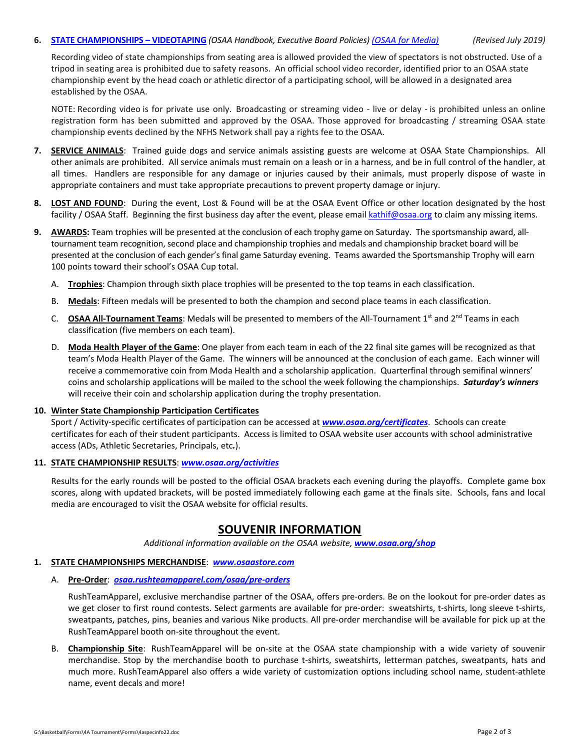6. **STATE CHAMPIONSHIPS – VIDEOTAPING** *(OSAA Handbook, Executive Board Policies) (OSAA for Media)* *(Revised July 2019)*

   Recording video of state championships from seating area is allowed provided the view of spectators is not obstructed. Use of a tripod in seating area is prohibited due to safety reasons. An official school video recorder, identified prior to an OSAA state championship event by the head coach or athletic director of a participating school, will be allowed in a designated area established by the OSAA.

   NOTE: Recording video is for private use only. Broadcasting or streaming video - live or delay - is prohibited unless an online registration form has been submitted and approved by the OSAA. Those approved for broadcasting / streaming OSAA state championship events declined by the NFHS Network shall pay a rights fee to the OSAA.

7. **SERVICE ANIMALS**: Trained guide dogs and service animals assisting guests are welcome at OSAA State Championships. All other animals are prohibited. All service animals must remain on a leash or in a harness, and be in full control of the handler, at all times. Handlers are responsible for any damage or injuries caused by their animals, must properly dispose of waste in appropriate containers and must take appropriate precautions to prevent property damage or injury.

8. **LOST AND FOUND**: During the event, Lost & Found will be at the OSAA Event Office or other location designated by the host facility / OSAA Staff. Beginning the first business day after the event, please email kathif@osaa.org to claim any missing items.

9. **AWARDS:** Team trophies will be presented at the conclusion of each trophy game on Saturday. The sportsmanship award, all-tournament team recognition, second place and championship trophies and medals and championship bracket board will be presented at the conclusion of each gender's final game Saturday evening. Teams awarded the Sportsmanship Trophy will earn 100 points toward their school's OSAA Cup total.

   A. **Trophies**: Champion through sixth place trophies will be presented to the top teams in each classification.

   B. **Medals**: Fifteen medals will be presented to both the champion and second place teams in each classification.

   C. **OSAA All-Tournament Teams**: Medals will be presented to members of the All-Tournament 1st and 2nd Teams in each classification (five members on each team).

   D. **Moda Health Player of the Game**: One player from each team in each of the 22 final site games will be recognized as that team's Moda Health Player of the Game. The winners will be announced at the conclusion of each game. Each winner will receive a commemorative coin from Moda Health and a scholarship application. Quarterfinal through semifinal winners' coins and scholarship applications will be mailed to the school the week following the championships. ***Saturday's winners*** will receive their coin and scholarship application during the trophy presentation.

10. **Winter State Championship Participation Certificates**

    Sport / Activity-specific certificates of participation can be accessed at ***www.osaa.org/certificates***. Schools can create certificates for each of their student participants. Access is limited to OSAA website user accounts with school administrative access (ADs, Athletic Secretaries, Principals, etc.).

11. **STATE CHAMPIONSHIP RESULTS**: ***www.osaa.org/activities***

    Results for the early rounds will be posted to the official OSAA brackets each evening during the playoffs. Complete game box scores, along with updated brackets, will be posted immediately following each game at the finals site. Schools, fans and local media are encouraged to visit the OSAA website for official results.

## SOUVENIR INFORMATION

*Additional information available on the OSAA website,* ***www.osaa.org/shop***

1. **STATE CHAMPIONSHIPS MERCHANDISE**: ***www.osaastore.com***

   A. **Pre-Order**: ***osaa.rushteamapparel.com/osaa/pre-orders***

   RushTeamApparel, exclusive merchandise partner of the OSAA, offers pre-orders. Be on the lookout for pre-order dates as we get closer to first round contests. Select garments are available for pre-order: sweatshirts, t-shirts, long sleeve t-shirts, sweatpants, patches, pins, beanies and various Nike products. All pre-order merchandise will be available for pick up at the RushTeamApparel booth on-site throughout the event.

   B. **Championship Site**: RushTeamApparel will be on-site at the OSAA state championship with a wide variety of souvenir merchandise. Stop by the merchandise booth to purchase t-shirts, sweatshirts, letterman patches, sweatpants, hats and much more. RushTeamApparel also offers a wide variety of customization options including school name, student-athlete name, event decals and more!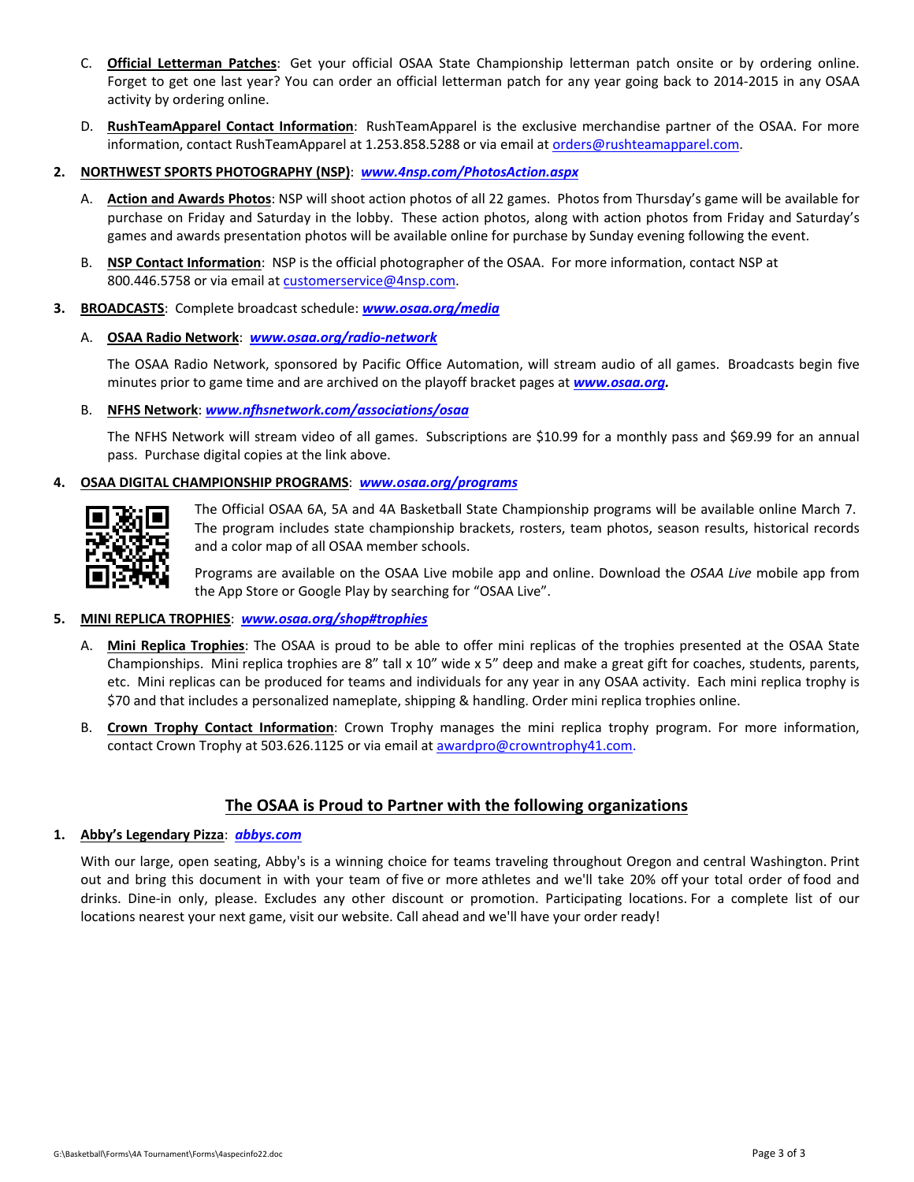C. **Official Letterman Patches**: Get your official OSAA State Championship letterman patch onsite or by ordering online. Forget to get one last year? You can order an official letterman patch for any year going back to 2014-2015 in any OSAA activity by ordering online.

D. **RushTeamApparel Contact Information**: RushTeamApparel is the exclusive merchandise partner of the OSAA. For more information, contact RushTeamApparel at 1.253.858.5288 or via email at orders@rushteamapparel.com.

**2. NORTHWEST SPORTS PHOTOGRAPHY (NSP)**: ***www.4nsp.com/PhotosAction.aspx***

A. **Action and Awards Photos**: NSP will shoot action photos of all 22 games. Photos from Thursday's game will be available for purchase on Friday and Saturday in the lobby. These action photos, along with action photos from Friday and Saturday's games and awards presentation photos will be available online for purchase by Sunday evening following the event.

B. **NSP Contact Information**: NSP is the official photographer of the OSAA. For more information, contact NSP at 800.446.5758 or via email at customerservice@4nsp.com.

**3. BROADCASTS**: Complete broadcast schedule: ***www.osaa.org/media***

A. **OSAA Radio Network**: ***www.osaa.org/radio-network***

The OSAA Radio Network, sponsored by Pacific Office Automation, will stream audio of all games. Broadcasts begin five minutes prior to game time and are archived on the playoff bracket pages at ***www.osaa.org***.

B. **NFHS Network**: ***www.nfhsnetwork.com/associations/osaa***

The NFHS Network will stream video of all games. Subscriptions are $10.99 for a monthly pass and $69.99 for an annual pass. Purchase digital copies at the link above.

**4. OSAA DIGITAL CHAMPIONSHIP PROGRAMS**: ***www.osaa.org/programs***

The Official OSAA 6A, 5A and 4A Basketball State Championship programs will be available online March 7. The program includes state championship brackets, rosters, team photos, season results, historical records and a color map of all OSAA member schools.

Programs are available on the OSAA Live mobile app and online. Download the *OSAA Live* mobile app from the App Store or Google Play by searching for "OSAA Live".

**5. MINI REPLICA TROPHIES**: ***www.osaa.org/shop#trophies***

A. **Mini Replica Trophies**: The OSAA is proud to be able to offer mini replicas of the trophies presented at the OSAA State Championships. Mini replica trophies are 8" tall x 10" wide x 5" deep and make a great gift for coaches, students, parents, etc. Mini replicas can be produced for teams and individuals for any year in any OSAA activity. Each mini replica trophy is $70 and that includes a personalized nameplate, shipping & handling. Order mini replica trophies online.

B. **Crown Trophy Contact Information**: Crown Trophy manages the mini replica trophy program. For more information, contact Crown Trophy at 503.626.1125 or via email at awardpro@crowntrophy41.com.

## The OSAA is Proud to Partner with the following organizations

**1. Abby's Legendary Pizza**: ***abbys.com***

With our large, open seating, Abby's is a winning choice for teams traveling throughout Oregon and central Washington. Print out and bring this document in with your team of five or more athletes and we'll take 20% off your total order of food and drinks. Dine-in only, please. Excludes any other discount or promotion. Participating locations. For a complete list of our locations nearest your next game, visit our website. Call ahead and we'll have your order ready!

G:\Basketball\Forms\4A Tournament\Forms\4aspecinfo22.doc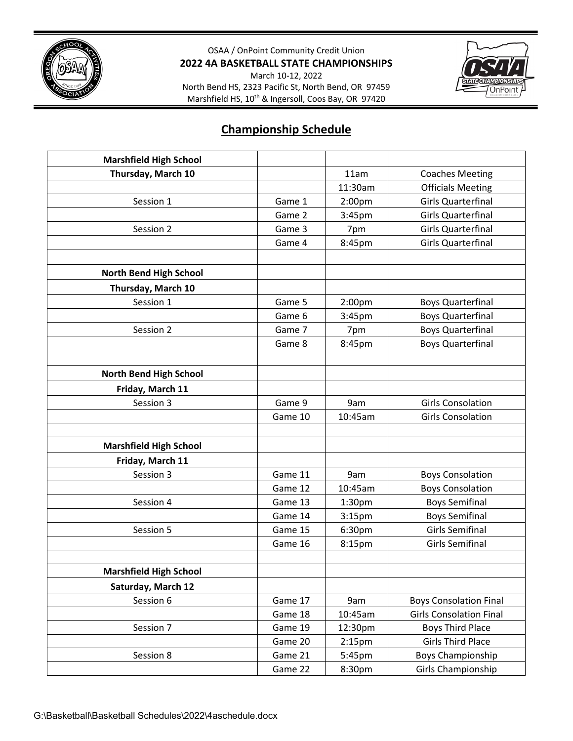OSAA / OnPoint Community Credit Union

**2022 4A BASKETBALL STATE CHAMPIONSHIPS**

March 10-12, 2022

North Bend HS, 2323 Pacific St, North Bend, OR 97459

Marshfield HS, 10th & Ingersoll, Coos Bay, OR 97420

## Championship Schedule

| | | | |
|---|---|---|---|
| **Marshfield High School** | | | |
| **Thursday, March 10** | | 11am | Coaches Meeting |
| | | 11:30am | Officials Meeting |
| Session 1 | Game 1 | 2:00pm | Girls Quarterfinal |
| | Game 2 | 3:45pm | Girls Quarterfinal |
| Session 2 | Game 3 | 7pm | Girls Quarterfinal |
| | Game 4 | 8:45pm | Girls Quarterfinal |
| | | | |
| **North Bend High School** | | | |
| **Thursday, March 10** | | | |
| Session 1 | Game 5 | 2:00pm | Boys Quarterfinal |
| | Game 6 | 3:45pm | Boys Quarterfinal |
| Session 2 | Game 7 | 7pm | Boys Quarterfinal |
| | Game 8 | 8:45pm | Boys Quarterfinal |
| | | | |
| **North Bend High School** | | | |
| **Friday, March 11** | | | |
| Session 3 | Game 9 | 9am | Girls Consolation |
| | Game 10 | 10:45am | Girls Consolation |
| | | | |
| **Marshfield High School** | | | |
| **Friday, March 11** | | | |
| Session 3 | Game 11 | 9am | Boys Consolation |
| | Game 12 | 10:45am | Boys Consolation |
| Session 4 | Game 13 | 1:30pm | Boys Semifinal |
| | Game 14 | 3:15pm | Boys Semifinal |
| Session 5 | Game 15 | 6:30pm | Girls Semifinal |
| | Game 16 | 8:15pm | Girls Semifinal |
| | | | |
| **Marshfield High School** | | | |
| **Saturday, March 12** | | | |
| Session 6 | Game 17 | 9am | Boys Consolation Final |
| | Game 18 | 10:45am | Girls Consolation Final |
| Session 7 | Game 19 | 12:30pm | Boys Third Place |
| | Game 20 | 2:15pm | Girls Third Place |
| Session 8 | Game 21 | 5:45pm | Boys Championship |
| | Game 22 | 8:30pm | Girls Championship |

G:\Basketball\Basketball Schedules\2022\4aschedule.docx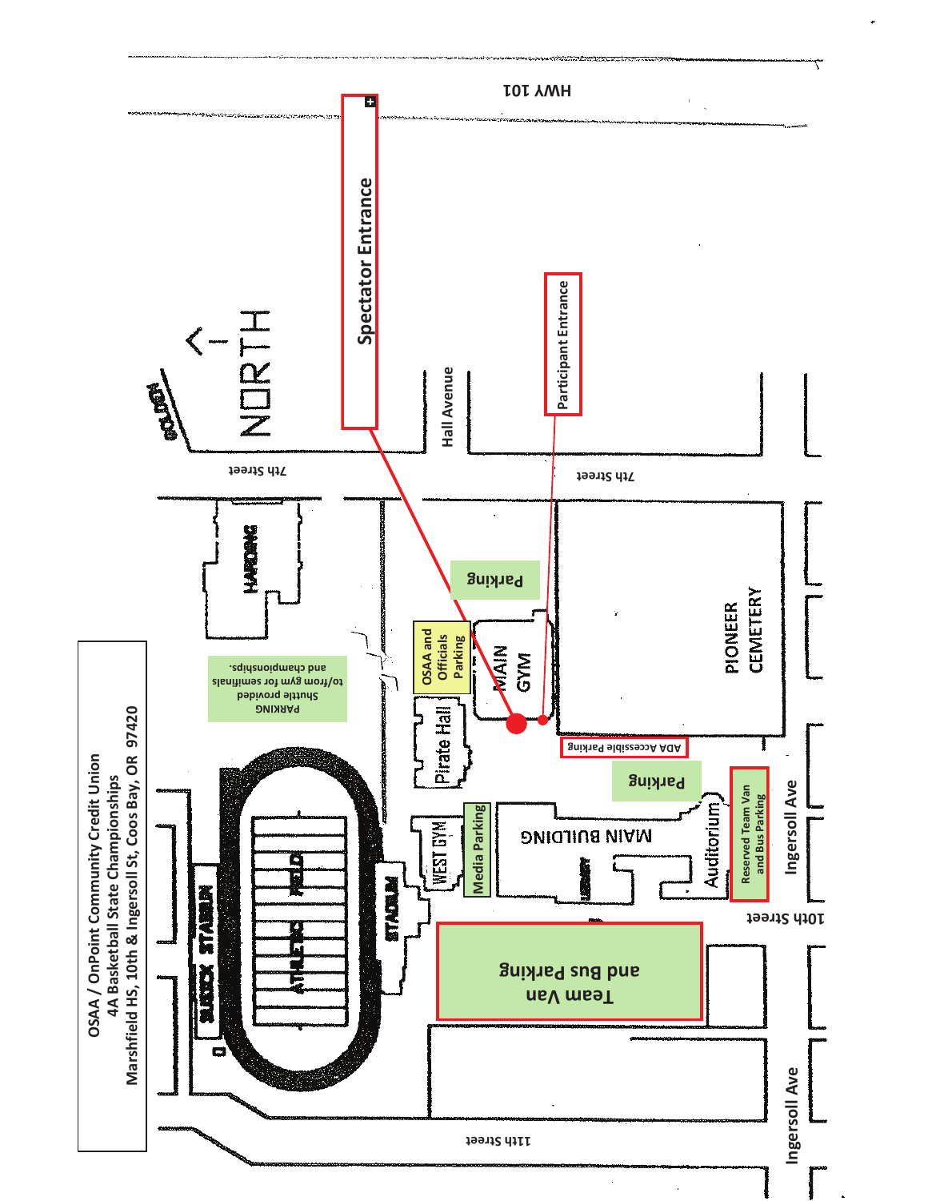OSAA / OnPoint Community Credit Union
4A Basketball State Championships
Marshfield HS, 10th & Ingersoll St, Coos Bay, OR 97420

NORTH

HWY 101

Spectator Entrance

Participant Entrance

Hall Avenue

7th Street

7th Street

GOLDEN

HARDING

Parking

OSAA and Officials Parking

MAIN GYM

PIONEER CEMETERY

PARKING
Shuttle provided
to/from gym for semifinals
and championships.

Pirate Hall

ADA Accessible Parking

Parking

Reserved Team Van and Bus Parking

Ingersoll Ave

WEST GYM

Media Parking

MAIN BUILDING

LIBRARY

Auditorium

10th Street

SUDDICK STADIUM

ATHLETIC FIELD

STADIUM

Team Van and Bus Parking

11th Street

Ingersoll Ave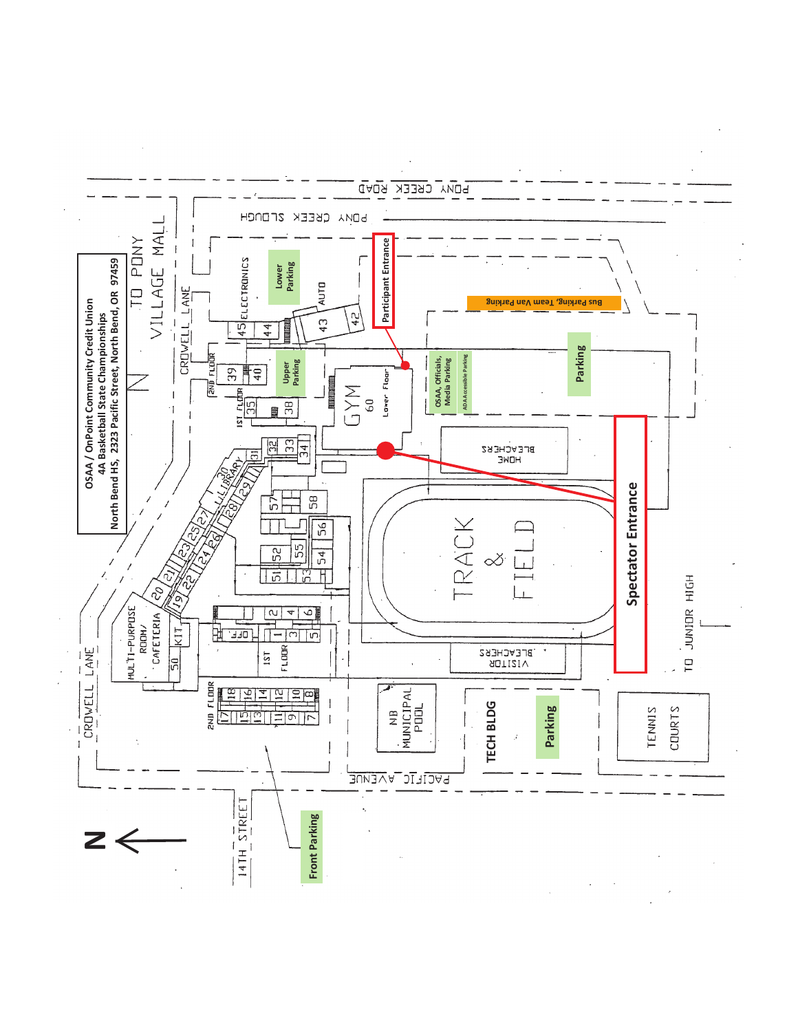**OSAA / OnPoint Community Credit Union**
**4A Basketball State Championships**
**North Bend HS, 2323 Pacific Street, North Bend, OR 97459**

TO PONY VILLAGE MALL

PONY CREEK ROAD

PONY CREEK SLOUGH

CROWELL LANE

**Lower Parking**

ELECTRONICS

AUTO

**Participant Entrance**

**Bus Parking, Team Van Parking**

**Upper Parking**

**OSAA, Officials, Media Parking**

ADA Accessible Parking

**Parking**

GYM 60 Lower Floor

HOME BLEACHERS

TRACK & FIELD

**Spectator Entrance**

VISITOR BLEACHERS

TO JUNIOR HIGH

LIBRARY

MULTI-PURPOSE ROOM/ CAFETERIA

KIT

1ST FLOOR

2ND FLOOR

NB MUNICIPAL POOL

**TECH BLDG**

**Parking**

TENNIS COURTS

PACIFIC AVENUE

14TH STREET

**Front Parking**

N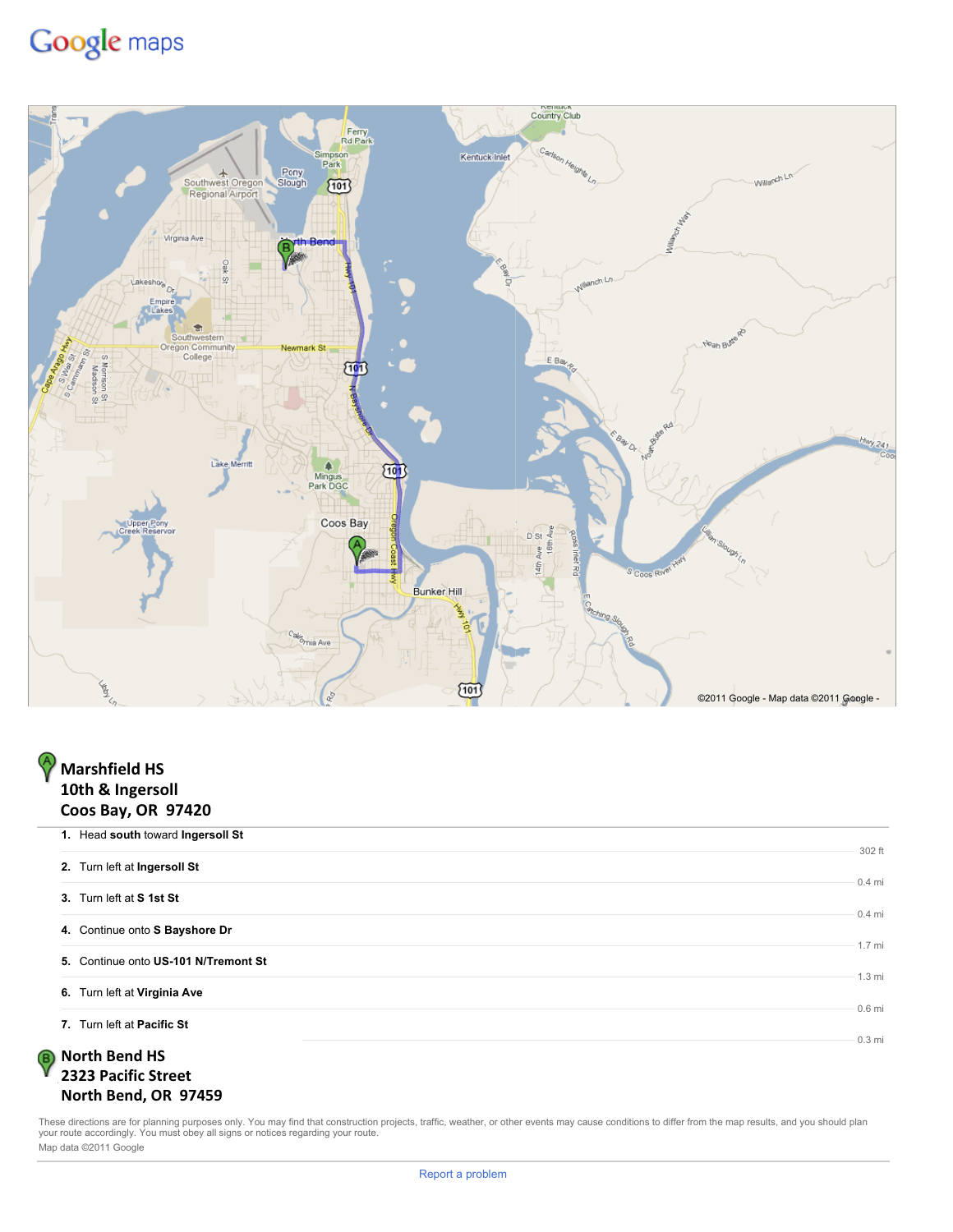Google maps

©2011 Google - Map data ©2011 Google -

**Marshfield HS**
**10th & Ingersoll**
**Coos Bay, OR 97420**

1. Head **south** toward **Ingersoll St** — 302 ft
2. Turn left at **Ingersoll St** — 0.4 mi
3. Turn left at **S 1st St** — 0.4 mi
4. Continue onto **S Bayshore Dr** — 1.7 mi
5. Continue onto **US-101 N/Tremont St** — 1.3 mi
6. Turn left at **Virginia Ave** — 0.6 mi
7. Turn left at **Pacific St** — 0.3 mi

**North Bend HS**
**2323 Pacific Street**
**North Bend, OR 97459**

These directions are for planning purposes only. You may find that construction projects, traffic, weather, or other events may cause conditions to differ from the map results, and you should plan your route accordingly. You must obey all signs or notices regarding your route.

Map data ©2011 Google

Report a problem